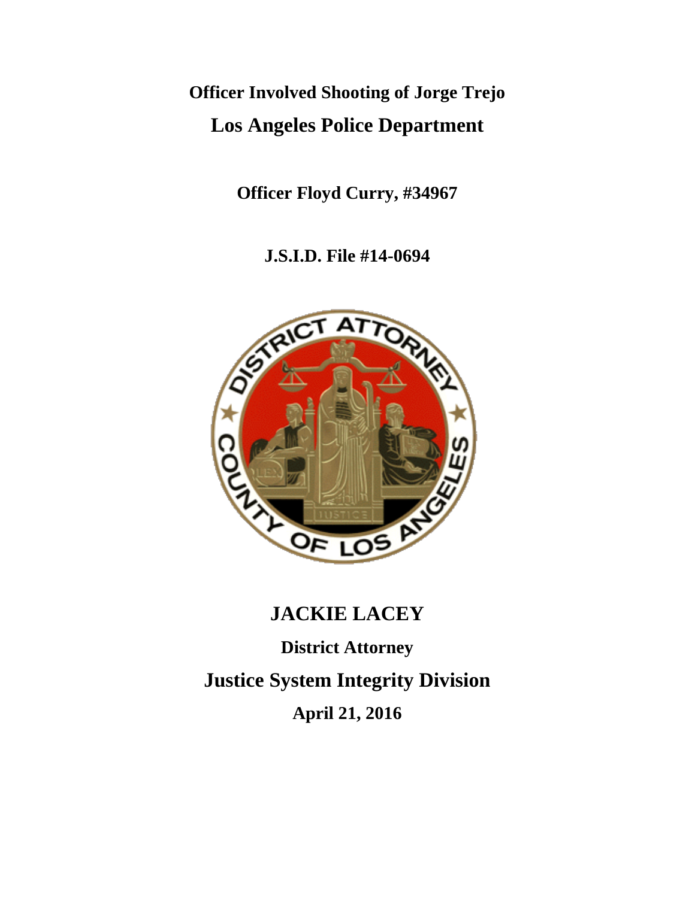# Officer Involved Shooting of Jorge Trejo

# Los Angeles Police Department

**Officer Floyd Curry, #34967**

**J.S.I.D. File #14-0694**

## JACKIE LACEY

**District Attorney**

## Justice System Integrity Division

**April 21, 2016**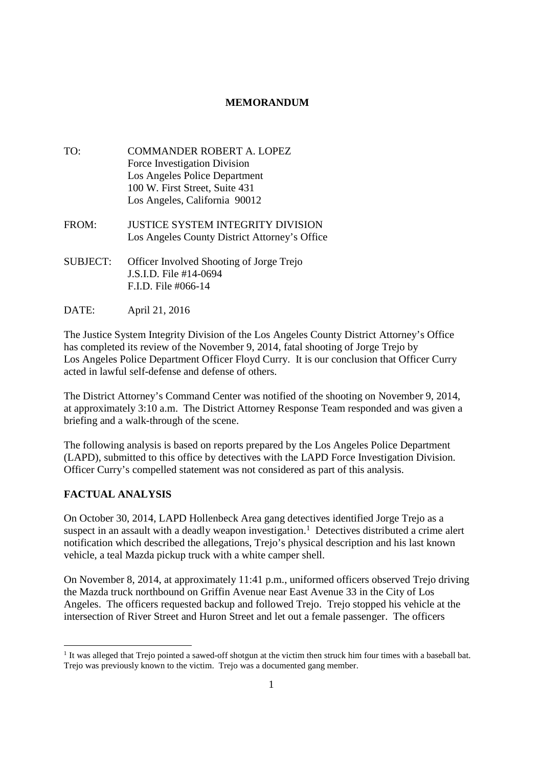**MEMORANDUM**

TO: COMMANDER ROBERT A. LOPEZ
Force Investigation Division
Los Angeles Police Department
100 W. First Street, Suite 431
Los Angeles, California 90012

FROM: JUSTICE SYSTEM INTEGRITY DIVISION
Los Angeles County District Attorney's Office

SUBJECT: Officer Involved Shooting of Jorge Trejo
J.S.I.D. File #14-0694
F.I.D. File #066-14

DATE: April 21, 2016

The Justice System Integrity Division of the Los Angeles County District Attorney's Office has completed its review of the November 9, 2014, fatal shooting of Jorge Trejo by Los Angeles Police Department Officer Floyd Curry. It is our conclusion that Officer Curry acted in lawful self-defense and defense of others.

The District Attorney's Command Center was notified of the shooting on November 9, 2014, at approximately 3:10 a.m. The District Attorney Response Team responded and was given a briefing and a walk-through of the scene.

The following analysis is based on reports prepared by the Los Angeles Police Department (LAPD), submitted to this office by detectives with the LAPD Force Investigation Division. Officer Curry's compelled statement was not considered as part of this analysis.

## FACTUAL ANALYSIS

On October 30, 2014, LAPD Hollenbeck Area gang detectives identified Jorge Trejo as a suspect in an assault with a deadly weapon investigation.[1] Detectives distributed a crime alert notification which described the allegations, Trejo's physical description and his last known vehicle, a teal Mazda pickup truck with a white camper shell.

On November 8, 2014, at approximately 11:41 p.m., uniformed officers observed Trejo driving the Mazda truck northbound on Griffin Avenue near East Avenue 33 in the City of Los Angeles. The officers requested backup and followed Trejo. Trejo stopped his vehicle at the intersection of River Street and Huron Street and let out a female passenger. The officers

[1] It was alleged that Trejo pointed a sawed-off shotgun at the victim then struck him four times with a baseball bat. Trejo was previously known to the victim. Trejo was a documented gang member.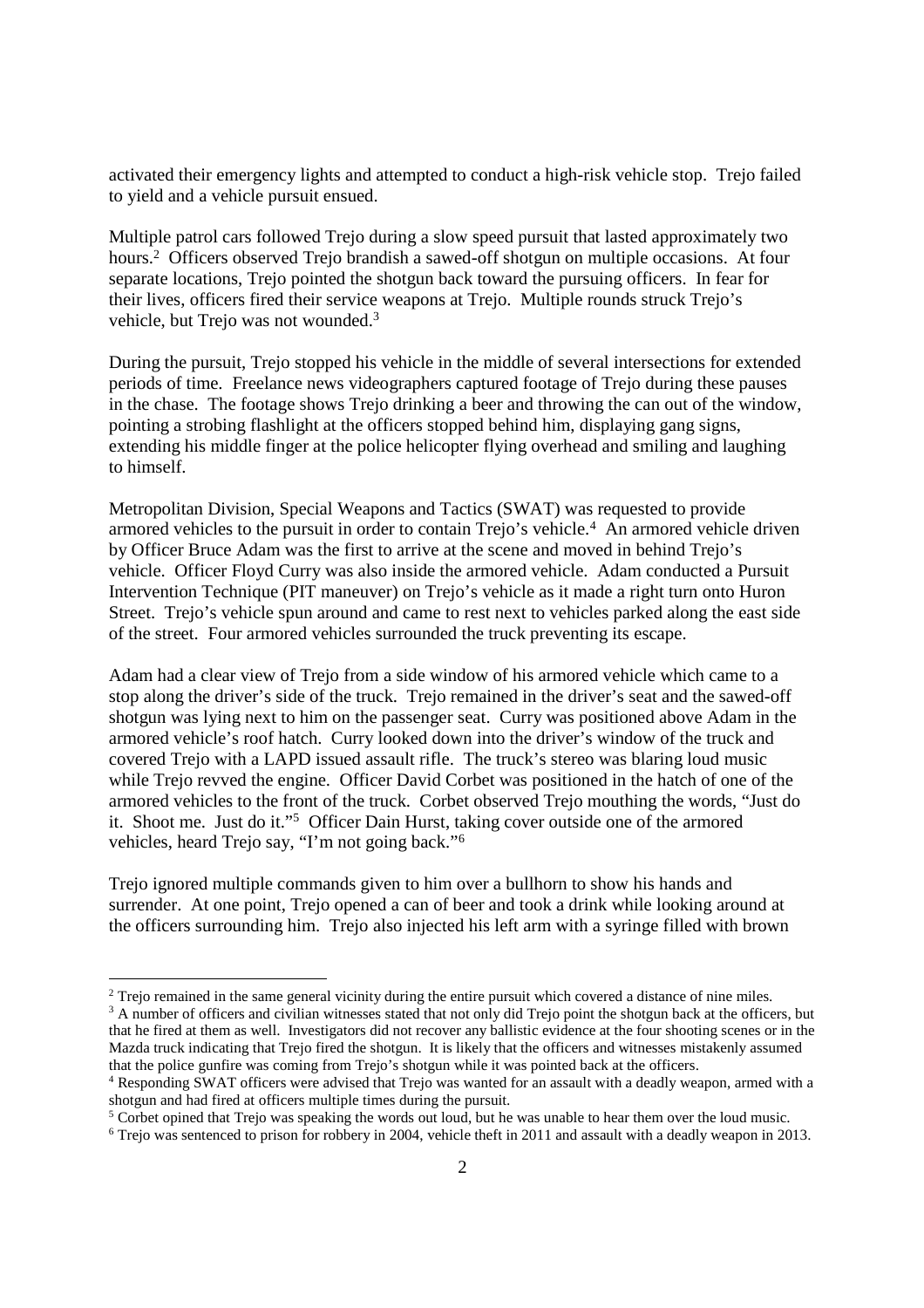activated their emergency lights and attempted to conduct a high-risk vehicle stop. Trejo failed to yield and a vehicle pursuit ensued.

Multiple patrol cars followed Trejo during a slow speed pursuit that lasted approximately two hours.[2] Officers observed Trejo brandish a sawed-off shotgun on multiple occasions. At four separate locations, Trejo pointed the shotgun back toward the pursuing officers. In fear for their lives, officers fired their service weapons at Trejo. Multiple rounds struck Trejo's vehicle, but Trejo was not wounded.[3]

During the pursuit, Trejo stopped his vehicle in the middle of several intersections for extended periods of time. Freelance news videographers captured footage of Trejo during these pauses in the chase. The footage shows Trejo drinking a beer and throwing the can out of the window, pointing a strobing flashlight at the officers stopped behind him, displaying gang signs, extending his middle finger at the police helicopter flying overhead and smiling and laughing to himself.

Metropolitan Division, Special Weapons and Tactics (SWAT) was requested to provide armored vehicles to the pursuit in order to contain Trejo's vehicle.[4] An armored vehicle driven by Officer Bruce Adam was the first to arrive at the scene and moved in behind Trejo's vehicle. Officer Floyd Curry was also inside the armored vehicle. Adam conducted a Pursuit Intervention Technique (PIT maneuver) on Trejo's vehicle as it made a right turn onto Huron Street. Trejo's vehicle spun around and came to rest next to vehicles parked along the east side of the street. Four armored vehicles surrounded the truck preventing its escape.

Adam had a clear view of Trejo from a side window of his armored vehicle which came to a stop along the driver's side of the truck. Trejo remained in the driver's seat and the sawed-off shotgun was lying next to him on the passenger seat. Curry was positioned above Adam in the armored vehicle's roof hatch. Curry looked down into the driver's window of the truck and covered Trejo with a LAPD issued assault rifle. The truck's stereo was blaring loud music while Trejo revved the engine. Officer David Corbet was positioned in the hatch of one of the armored vehicles to the front of the truck. Corbet observed Trejo mouthing the words, "Just do it. Shoot me. Just do it."[5] Officer Dain Hurst, taking cover outside one of the armored vehicles, heard Trejo say, "I'm not going back."[6]

Trejo ignored multiple commands given to him over a bullhorn to show his hands and surrender. At one point, Trejo opened a can of beer and took a drink while looking around at the officers surrounding him. Trejo also injected his left arm with a syringe filled with brown

---

[2] Trejo remained in the same general vicinity during the entire pursuit which covered a distance of nine miles.

[3] A number of officers and civilian witnesses stated that not only did Trejo point the shotgun back at the officers, but that he fired at them as well. Investigators did not recover any ballistic evidence at the four shooting scenes or in the Mazda truck indicating that Trejo fired the shotgun. It is likely that the officers and witnesses mistakenly assumed that the police gunfire was coming from Trejo's shotgun while it was pointed back at the officers.

[4] Responding SWAT officers were advised that Trejo was wanted for an assault with a deadly weapon, armed with a shotgun and had fired at officers multiple times during the pursuit.

[5] Corbet opined that Trejo was speaking the words out loud, but he was unable to hear them over the loud music.

[6] Trejo was sentenced to prison for robbery in 2004, vehicle theft in 2011 and assault with a deadly weapon in 2013.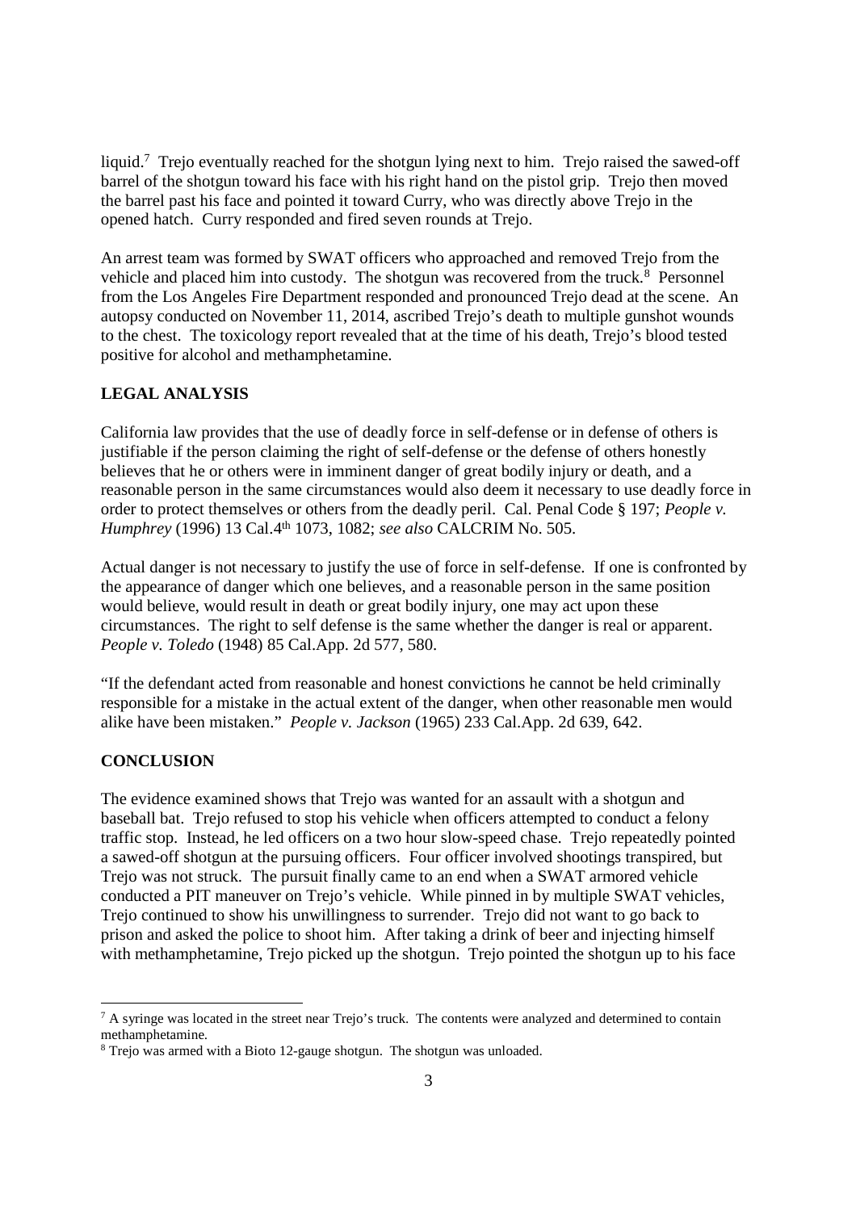liquid.[7] Trejo eventually reached for the shotgun lying next to him. Trejo raised the sawed-off barrel of the shotgun toward his face with his right hand on the pistol grip. Trejo then moved the barrel past his face and pointed it toward Curry, who was directly above Trejo in the opened hatch. Curry responded and fired seven rounds at Trejo.

An arrest team was formed by SWAT officers who approached and removed Trejo from the vehicle and placed him into custody. The shotgun was recovered from the truck.[8] Personnel from the Los Angeles Fire Department responded and pronounced Trejo dead at the scene. An autopsy conducted on November 11, 2014, ascribed Trejo's death to multiple gunshot wounds to the chest. The toxicology report revealed that at the time of his death, Trejo's blood tested positive for alcohol and methamphetamine.

## LEGAL ANALYSIS

California law provides that the use of deadly force in self-defense or in defense of others is justifiable if the person claiming the right of self-defense or the defense of others honestly believes that he or others were in imminent danger of great bodily injury or death, and a reasonable person in the same circumstances would also deem it necessary to use deadly force in order to protect themselves or others from the deadly peril. Cal. Penal Code § 197; *People v. Humphrey* (1996) 13 Cal.4th 1073, 1082; *see also* CALCRIM No. 505.

Actual danger is not necessary to justify the use of force in self-defense. If one is confronted by the appearance of danger which one believes, and a reasonable person in the same position would believe, would result in death or great bodily injury, one may act upon these circumstances. The right to self defense is the same whether the danger is real or apparent. *People v. Toledo* (1948) 85 Cal.App. 2d 577, 580.

"If the defendant acted from reasonable and honest convictions he cannot be held criminally responsible for a mistake in the actual extent of the danger, when other reasonable men would alike have been mistaken." *People v. Jackson* (1965) 233 Cal.App. 2d 639, 642.

## CONCLUSION

The evidence examined shows that Trejo was wanted for an assault with a shotgun and baseball bat. Trejo refused to stop his vehicle when officers attempted to conduct a felony traffic stop. Instead, he led officers on a two hour slow-speed chase. Trejo repeatedly pointed a sawed-off shotgun at the pursuing officers. Four officer involved shootings transpired, but Trejo was not struck. The pursuit finally came to an end when a SWAT armored vehicle conducted a PIT maneuver on Trejo's vehicle. While pinned in by multiple SWAT vehicles, Trejo continued to show his unwillingness to surrender. Trejo did not want to go back to prison and asked the police to shoot him. After taking a drink of beer and injecting himself with methamphetamine, Trejo picked up the shotgun. Trejo pointed the shotgun up to his face

---

[7] A syringe was located in the street near Trejo's truck. The contents were analyzed and determined to contain methamphetamine.

[8] Trejo was armed with a Bioto 12-gauge shotgun. The shotgun was unloaded.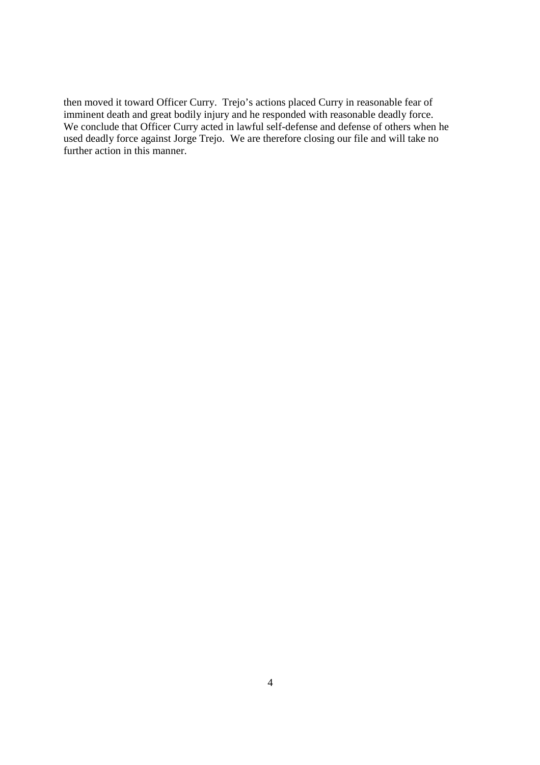then moved it toward Officer Curry. Trejo's actions placed Curry in reasonable fear of imminent death and great bodily injury and he responded with reasonable deadly force. We conclude that Officer Curry acted in lawful self-defense and defense of others when he used deadly force against Jorge Trejo. We are therefore closing our file and will take no further action in this manner.